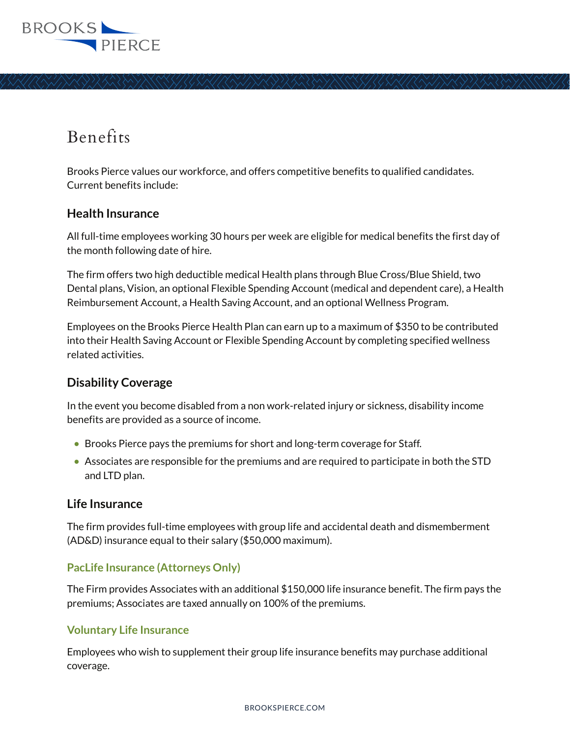# Benefits

Brooks Pierce values our workforce, and offers competitive benefits to qualified candidates. Current benefits include:

## Health Insurance

All full-time employees working 30 hours per week are eligible for medical benefits the first day of the month following date of hire.

The firm offers two high deductible medical Health plans through Blue Cross/Blue Shield, two Dental plans, Vision, an optional Flexible Spending Account (medical and dependent care), a Health Reimbursement Account, a Health Saving Account, and an optional Wellness Program.

Employees on the Brooks Pierce Health Plan can earn up to a maximum of $350 to be contributed into their Health Saving Account or Flexible Spending Account by completing specified wellness related activities.

## Disability Coverage

In the event you become disabled from a non work-related injury or sickness, disability income benefits are provided as a source of income.

- Brooks Pierce pays the premiums for short and long-term coverage for Staff.
- Associates are responsible for the premiums and are required to participate in both the STD and LTD plan.

## Life Insurance

The firm provides full-time employees with group life and accidental death and dismemberment (AD&D) insurance equal to their salary ($50,000 maximum).

### PacLife Insurance (Attorneys Only)

The Firm provides Associates with an additional $150,000 life insurance benefit. The firm pays the premiums; Associates are taxed annually on 100% of the premiums.

### Voluntary Life Insurance

Employees who wish to supplement their group life insurance benefits may purchase additional coverage.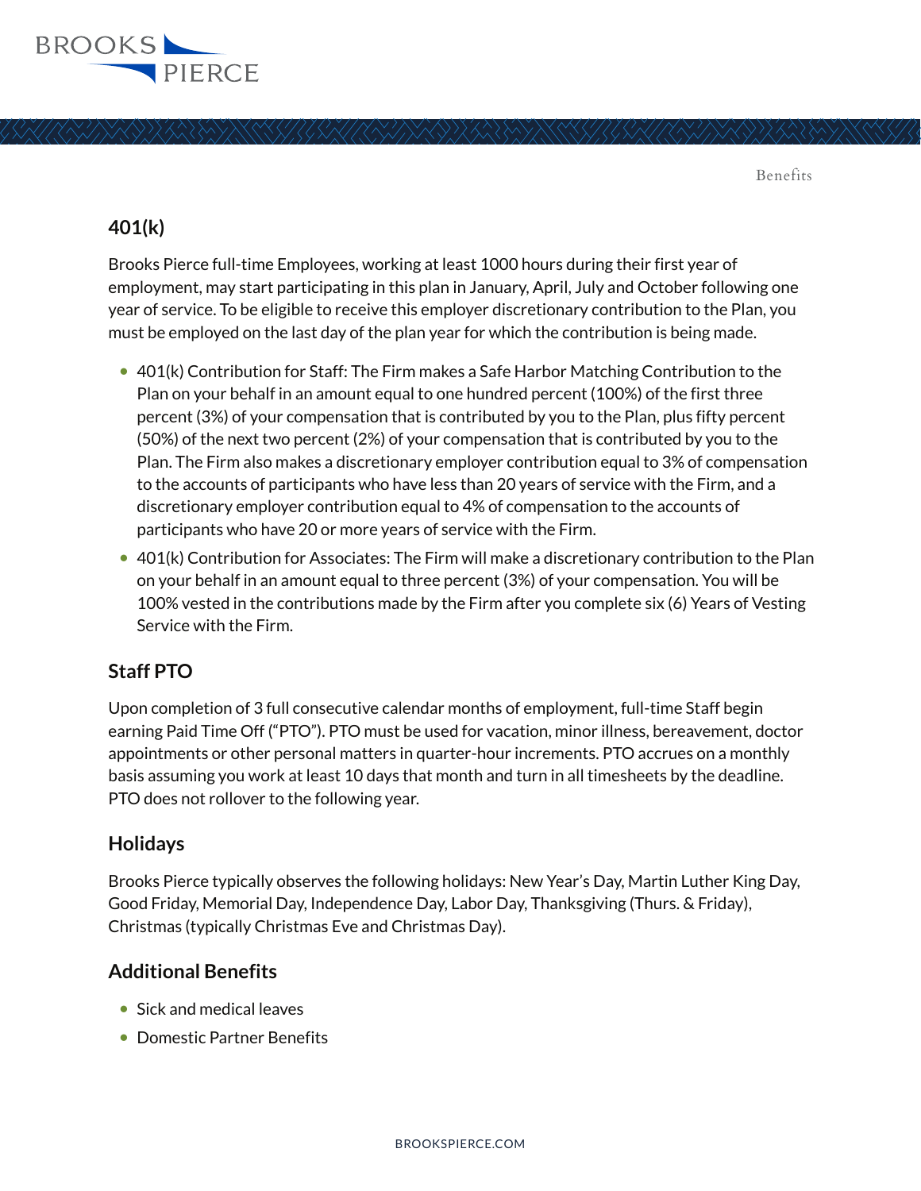## 401(k)

Brooks Pierce full-time Employees, working at least 1000 hours during their first year of employment, may start participating in this plan in January, April, July and October following one year of service. To be eligible to receive this employer discretionary contribution to the Plan, you must be employed on the last day of the plan year for which the contribution is being made.

- 401(k) Contribution for Staff: The Firm makes a Safe Harbor Matching Contribution to the Plan on your behalf in an amount equal to one hundred percent (100%) of the first three percent (3%) of your compensation that is contributed by you to the Plan, plus fifty percent (50%) of the next two percent (2%) of your compensation that is contributed by you to the Plan. The Firm also makes a discretionary employer contribution equal to 3% of compensation to the accounts of participants who have less than 20 years of service with the Firm, and a discretionary employer contribution equal to 4% of compensation to the accounts of participants who have 20 or more years of service with the Firm.
- 401(k) Contribution for Associates: The Firm will make a discretionary contribution to the Plan on your behalf in an amount equal to three percent (3%) of your compensation. You will be 100% vested in the contributions made by the Firm after you complete six (6) Years of Vesting Service with the Firm.

## Staff PTO

Upon completion of 3 full consecutive calendar months of employment, full-time Staff begin earning Paid Time Off ("PTO"). PTO must be used for vacation, minor illness, bereavement, doctor appointments or other personal matters in quarter-hour increments. PTO accrues on a monthly basis assuming you work at least 10 days that month and turn in all timesheets by the deadline. PTO does not rollover to the following year.

## Holidays

Brooks Pierce typically observes the following holidays: New Year's Day, Martin Luther King Day, Good Friday, Memorial Day, Independence Day, Labor Day, Thanksgiving (Thurs. & Friday), Christmas (typically Christmas Eve and Christmas Day).

## Additional Benefits

- Sick and medical leaves
- Domestic Partner Benefits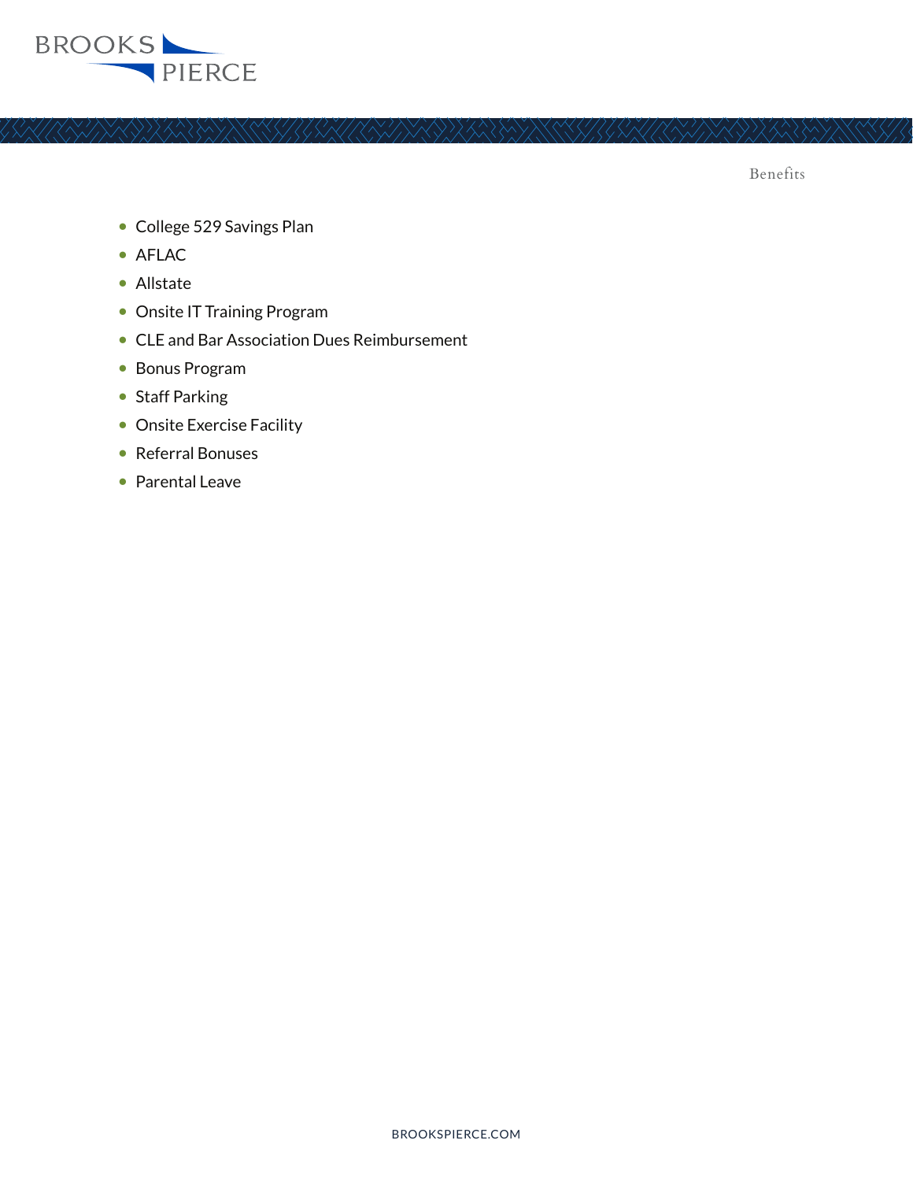- College 529 Savings Plan
- AFLAC
- Allstate
- Onsite IT Training Program
- CLE and Bar Association Dues Reimbursement
- Bonus Program
- Staff Parking
- Onsite Exercise Facility
- Referral Bonuses
- Parental Leave